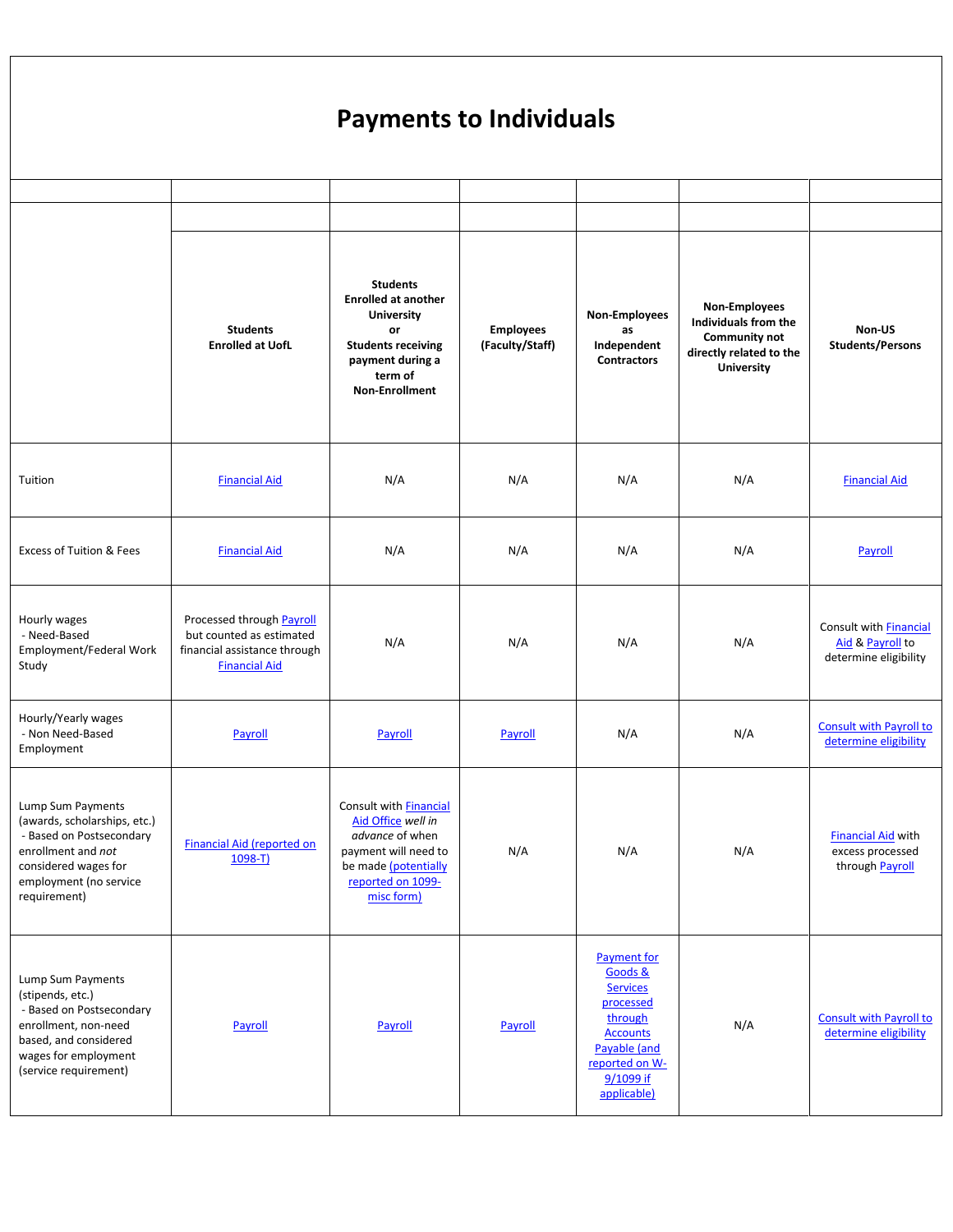# Payments to Individuals

| | Students Enrolled at UofL | Students Enrolled at another University or Students receiving payment during a term of Non-Enrollment | Employees (Faculty/Staff) | Non-Employees as Independent Contractors | Non-Employees Individuals from the Community not directly related to the University | Non-US Students/Persons |
|---|---|---|---|---|---|---|
| Tuition | Financial Aid | N/A | N/A | N/A | N/A | Financial Aid |
| Excess of Tuition & Fees | Financial Aid | N/A | N/A | N/A | N/A | Payroll |
| Hourly wages - Need-Based Employment/Federal Work Study | Processed through Payroll but counted as estimated financial assistance through Financial Aid | N/A | N/A | N/A | N/A | Consult with Financial Aid & Payroll to determine eligibility |
| Hourly/Yearly wages - Non Need-Based Employment | Payroll | Payroll | Payroll | N/A | N/A | Consult with Payroll to determine eligibility |
| Lump Sum Payments (awards, scholarships, etc.) - Based on Postsecondary enrollment and *not* considered wages for employment (no service requirement) | Financial Aid (reported on 1098-T) | Consult with Financial Aid Office *well in advance* of when payment will need to be made (potentially reported on 1099-misc form) | N/A | N/A | N/A | Financial Aid with excess processed through Payroll |
| Lump Sum Payments (stipends, etc.) - Based on Postsecondary enrollment, non-need based, and considered wages for employment (service requirement) | Payroll | Payroll | Payroll | Payment for Goods & Services processed through Accounts Payable (and reported on W-9/1099 if applicable) | N/A | Consult with Payroll to determine eligibility |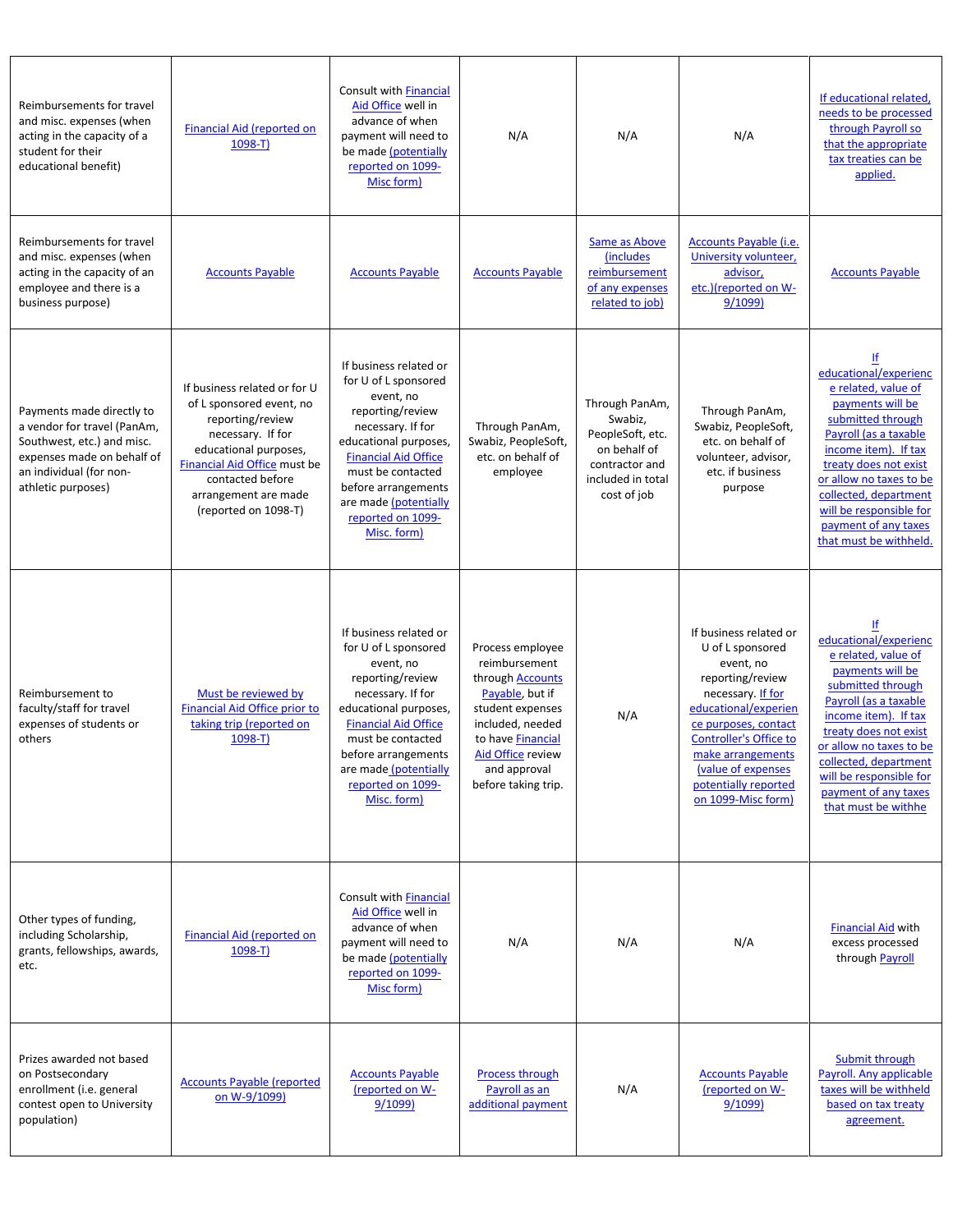| | | | | | | |
|---|---|---|---|---|---|---|
| Reimbursements for travel and misc. expenses (when acting in the capacity of a student for their educational benefit) | Financial Aid (reported on 1098-T) | Consult with Financial Aid Office well in advance of when payment will need to be made (potentially reported on 1099-Misc form) | N/A | N/A | N/A | If educational related, needs to be processed through Payroll so that the appropriate tax treaties can be applied. |
| Reimbursements for travel and misc. expenses (when acting in the capacity of an employee and there is a business purpose) | Accounts Payable | Accounts Payable | Accounts Payable | Same as Above (includes reimbursement of any expenses related to job) | Accounts Payable (i.e. University volunteer, advisor, etc.)(reported on W-9/1099) | Accounts Payable |
| Payments made directly to a vendor for travel (PanAm, Southwest, etc.) and misc. expenses made on behalf of an individual (for non-athletic purposes) | If business related or for U of L sponsored event, no reporting/review necessary. If for educational purposes, Financial Aid Office must be contacted before arrangement are made (reported on 1098-T) | If business related or for U of L sponsored event, no reporting/review necessary. If for educational purposes, Financial Aid Office must be contacted before arrangements are made (potentially reported on 1099-Misc. form) | Through PanAm, Swabiz, PeopleSoft, etc. on behalf of employee | Through PanAm, Swabiz, PeopleSoft, etc. on behalf of contractor and included in total cost of job | Through PanAm, Swabiz, PeopleSoft, etc. on behalf of volunteer, advisor, etc. if business purpose | If educational/experience related, value of payments will be submitted through Payroll (as a taxable income item). If tax treaty does not exist or allow no taxes to be collected, department will be responsible for payment of any taxes that must be withheld. |
| Reimbursement to faculty/staff for travel expenses of students or others | Must be reviewed by Financial Aid Office prior to taking trip (reported on 1098-T) | If business related or for U of L sponsored event, no reporting/review necessary. If for educational purposes, Financial Aid Office must be contacted before arrangements are made (potentially reported on 1099-Misc. form) | Process employee reimbursement through Accounts Payable, but if student expenses included, needed to have Financial Aid Office review and approval before taking trip. | N/A | If business related or U of L sponsored event, no reporting/review necessary. If for educational/experience purposes, contact Controller's Office to make arrangements (value of expenses potentially reported on 1099-Misc form) | If educational/experience related, value of payments will be submitted through Payroll (as a taxable income item). If tax treaty does not exist or allow no taxes to be collected, department will be responsible for payment of any taxes that must be withhe |
| Other types of funding, including Scholarship, grants, fellowships, awards, etc. | Financial Aid (reported on 1098-T) | Consult with Financial Aid Office well in advance of when payment will need to be made (potentially reported on 1099-Misc form) | N/A | N/A | N/A | Financial Aid with excess processed through Payroll |
| Prizes awarded not based on Postsecondary enrollment (i.e. general contest open to University population) | Accounts Payable (reported on W-9/1099) | Accounts Payable (reported on W-9/1099) | Process through Payroll as an additional payment | N/A | Accounts Payable (reported on W-9/1099) | Submit through Payroll. Any applicable taxes will be withheld based on tax treaty agreement. |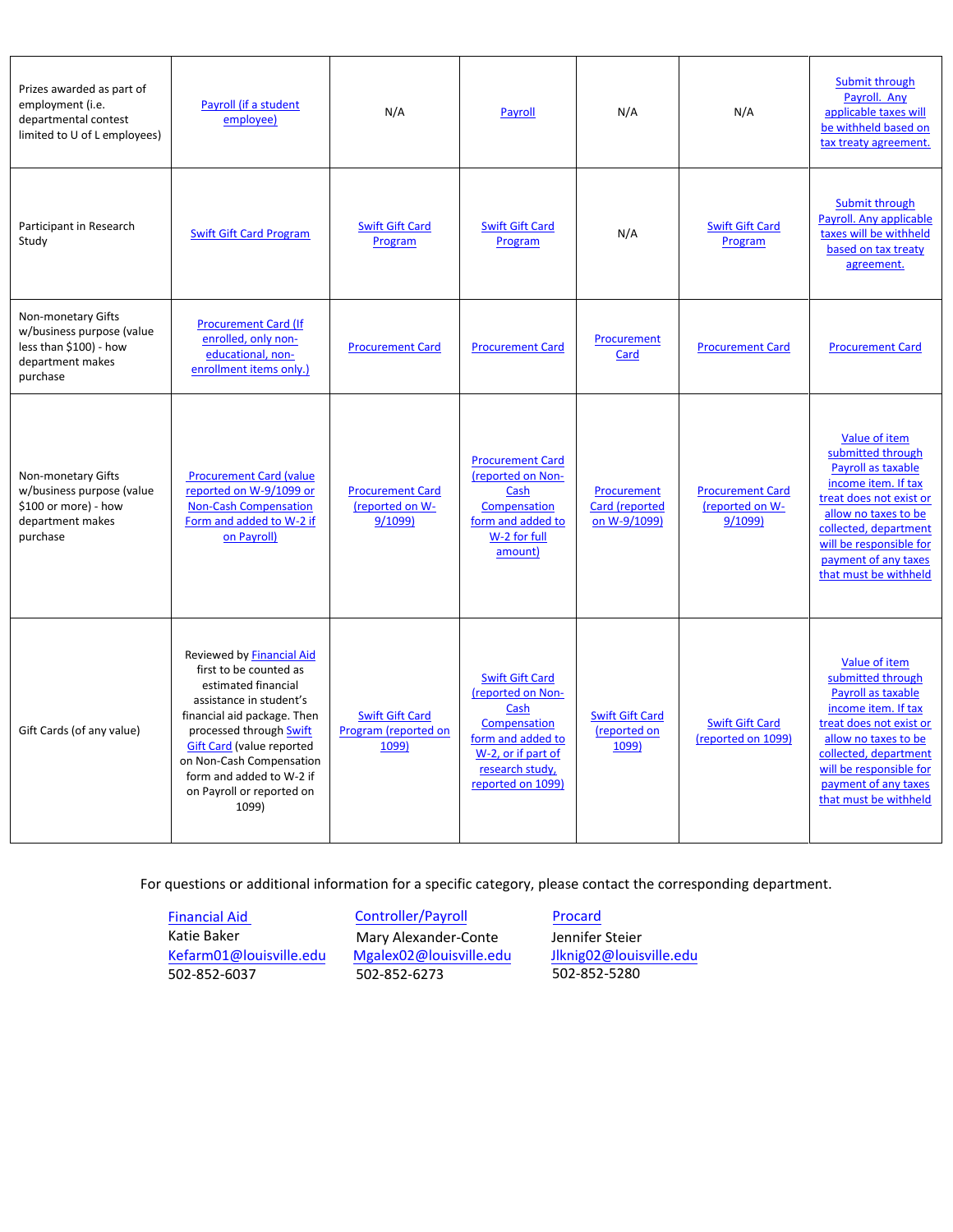| | | | | | | |
|---|---|---|---|---|---|---|
| Prizes awarded as part of employment (i.e. departmental contest limited to U of L employees) | Payroll (if a student employee) | N/A | Payroll | N/A | N/A | Submit through Payroll. Any applicable taxes will be withheld based on tax treaty agreement. |
| Participant in Research Study | Swift Gift Card Program | Swift Gift Card Program | Swift Gift Card Program | N/A | Swift Gift Card Program | Submit through Payroll. Any applicable taxes will be withheld based on tax treaty agreement. |
| Non-monetary Gifts w/business purpose (value less than $100) - how department makes purchase | Procurement Card (If enrolled, only non-educational, non-enrollment items only.) | Procurement Card | Procurement Card | Procurement Card | Procurement Card | Procurement Card |
| Non-monetary Gifts w/business purpose (value $100 or more) - how department makes purchase | Procurement Card (value reported on W-9/1099 or Non-Cash Compensation Form and added to W-2 if on Payroll) | Procurement Card (reported on W-9/1099) | Procurement Card (reported on Non-Cash Compensation form and added to W-2 for full amount) | Procurement Card (reported on W-9/1099) | Procurement Card (reported on W-9/1099) | Value of item submitted through Payroll as taxable income item. If tax treat does not exist or allow no taxes to be collected, department will be responsible for payment of any taxes that must be withheld |
| Gift Cards (of any value) | Reviewed by Financial Aid first to be counted as estimated financial assistance in student's financial aid package. Then processed through Swift Gift Card (value reported on Non-Cash Compensation form and added to W-2 if on Payroll or reported on 1099) | Swift Gift Card Program (reported on 1099) | Swift Gift Card (reported on Non-Cash Compensation form and added to W-2, or if part of research study, reported on 1099) | Swift Gift Card (reported on 1099) | Swift Gift Card (reported on 1099) | Value of item submitted through Payroll as taxable income item. If tax treat does not exist or allow no taxes to be collected, department will be responsible for payment of any taxes that must be withheld |

For questions or additional information for a specific category, please contact the corresponding department.

**Financial Aid**
Katie Baker
Kefarm01@louisville.edu
502-852-6037

**Controller/Payroll**
Mary Alexander-Conte
Mgalex02@louisville.edu
502-852-6273

**Procard**
Jennifer Steier
Jlknig02@louisville.edu
502-852-5280